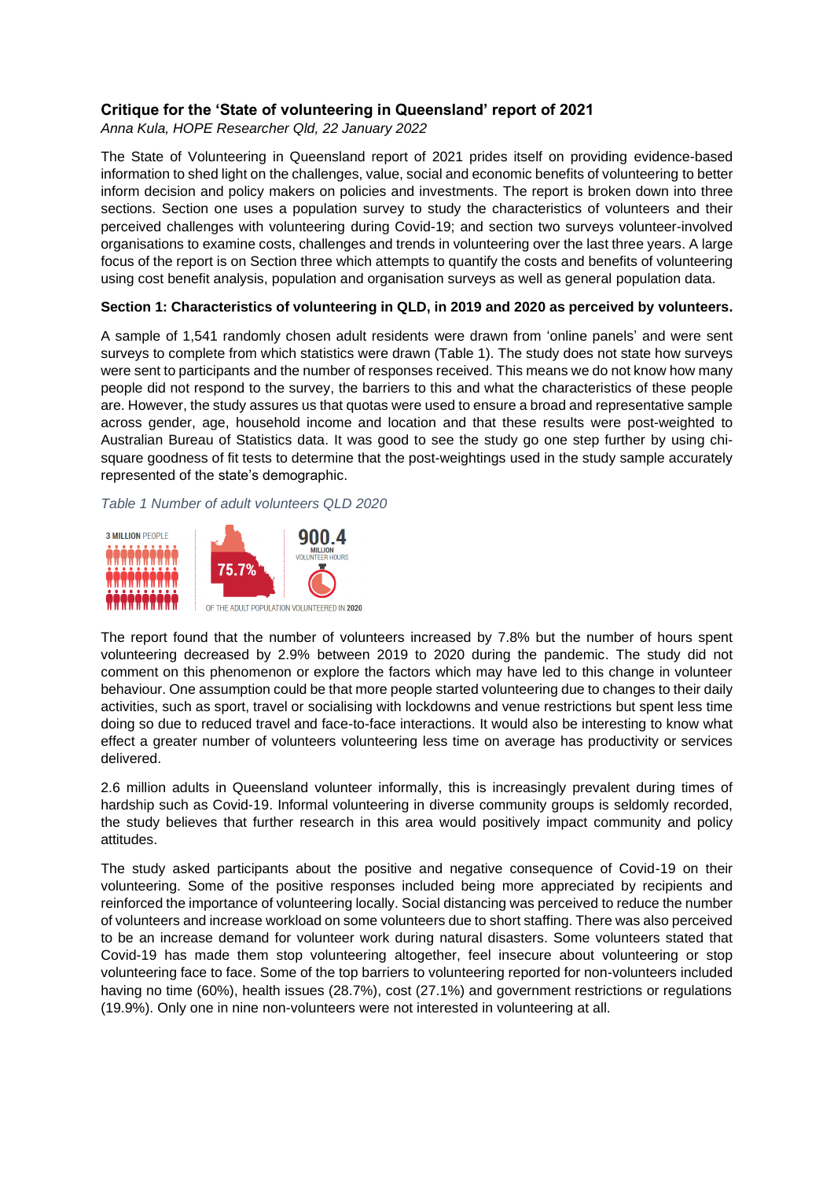## Critique for the 'State of volunteering in Queensland' report of 2021

*Anna Kula, HOPE Researcher Qld, 22 January 2022*

The State of Volunteering in Queensland report of 2021 prides itself on providing evidence-based information to shed light on the challenges, value, social and economic benefits of volunteering to better inform decision and policy makers on policies and investments. The report is broken down into three sections. Section one uses a population survey to study the characteristics of volunteers and their perceived challenges with volunteering during Covid-19; and section two surveys volunteer-involved organisations to examine costs, challenges and trends in volunteering over the last three years. A large focus of the report is on Section three which attempts to quantify the costs and benefits of volunteering using cost benefit analysis, population and organisation surveys as well as general population data.

### Section 1: Characteristics of volunteering in QLD, in 2019 and 2020 as perceived by volunteers.

A sample of 1,541 randomly chosen adult residents were drawn from 'online panels' and were sent surveys to complete from which statistics were drawn (Table 1). The study does not state how surveys were sent to participants and the number of responses received. This means we do not know how many people did not respond to the survey, the barriers to this and what the characteristics of these people are. However, the study assures us that quotas were used to ensure a broad and representative sample across gender, age, household income and location and that these results were post-weighted to Australian Bureau of Statistics data. It was good to see the study go one step further by using chi-square goodness of fit tests to determine that the post-weightings used in the study sample accurately represented of the state's demographic.

*Table 1 Number of adult volunteers QLD 2020*

3 MILLION PEOPLE | 75.7% | 900.4 MILLION VOLUNTEER HOURS

OF THE ADULT POPULATION VOLUNTEERED IN 2020

The report found that the number of volunteers increased by 7.8% but the number of hours spent volunteering decreased by 2.9% between 2019 to 2020 during the pandemic. The study did not comment on this phenomenon or explore the factors which may have led to this change in volunteer behaviour. One assumption could be that more people started volunteering due to changes to their daily activities, such as sport, travel or socialising with lockdowns and venue restrictions but spent less time doing so due to reduced travel and face-to-face interactions. It would also be interesting to know what effect a greater number of volunteers volunteering less time on average has productivity or services delivered.

2.6 million adults in Queensland volunteer informally, this is increasingly prevalent during times of hardship such as Covid-19. Informal volunteering in diverse community groups is seldomly recorded, the study believes that further research in this area would positively impact community and policy attitudes.

The study asked participants about the positive and negative consequence of Covid-19 on their volunteering. Some of the positive responses included being more appreciated by recipients and reinforced the importance of volunteering locally. Social distancing was perceived to reduce the number of volunteers and increase workload on some volunteers due to short staffing. There was also perceived to be an increase demand for volunteer work during natural disasters. Some volunteers stated that Covid-19 has made them stop volunteering altogether, feel insecure about volunteering or stop volunteering face to face. Some of the top barriers to volunteering reported for non-volunteers included having no time (60%), health issues (28.7%), cost (27.1%) and government restrictions or regulations (19.9%). Only one in nine non-volunteers were not interested in volunteering at all.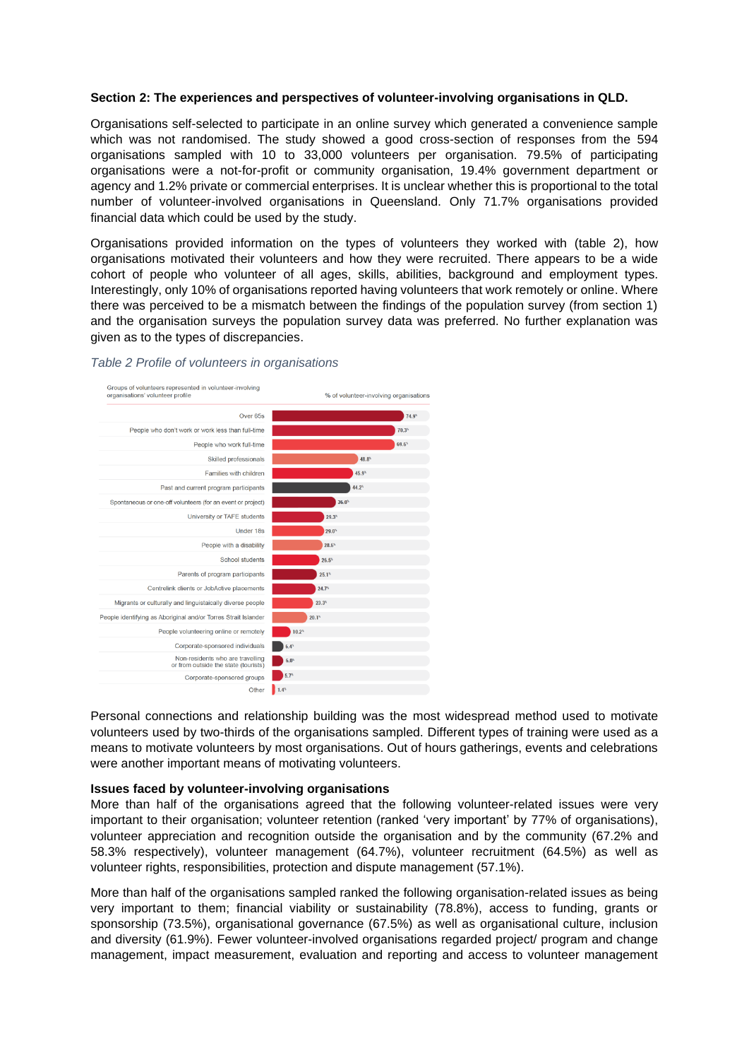**Section 2: The experiences and perspectives of volunteer-involving organisations in QLD.**

Organisations self-selected to participate in an online survey which generated a convenience sample which was not randomised. The study showed a good cross-section of responses from the 594 organisations sampled with 10 to 33,000 volunteers per organisation. 79.5% of participating organisations were a not-for-profit or community organisation, 19.4% government department or agency and 1.2% private or commercial enterprises. It is unclear whether this is proportional to the total number of volunteer-involved organisations in Queensland. Only 71.7% organisations provided financial data which could be used by the study.

Organisations provided information on the types of volunteers they worked with (table 2), how organisations motivated their volunteers and how they were recruited. There appears to be a wide cohort of people who volunteer of all ages, skills, abilities, background and employment types. Interestingly, only 10% of organisations reported having volunteers that work remotely or online. Where there was perceived to be a mismatch between the findings of the population survey (from section 1) and the organisation surveys the population survey data was preferred. No further explanation was given as to the types of discrepancies.

*Table 2 Profile of volunteers in organisations*

| Groups of volunteers represented in volunteer-involving organisations' volunteer profile | % of volunteer-involving organisations |
|---|---|
| Over 65s | 74.9% |
| People who don't work or work less than full-time | 70.3% |
| People who work full-time | 69.6% |
| Skilled professionals | 48.8% |
| Families with children | 45.9% |
| Past and current program participants | 44.2% |
| Spontaneous or one-off volunteers (for an event or project) | 36.0% |
| University or TAFE students | 29.3% |
| Under 18s | 29.0% |
| People with a disability | 28.6% |
| School students | 26.5% |
| Parents of program participants | 25.1% |
| Centrelink clients or JobActive placements | 24.7% |
| Migrants or culturally and linguistaically diverse people | 23.3% |
| People identifying as Aboriginal and/or Torres Strait Islander | 20.1% |
| People volunteering online or remotely | 10.2% |
| Corporate-sponsored individuals | 6.4% |
| Non-residents who are travelling or from outside the state (tourists) | 6.0% |
| Corporate-sponsored groups | 5.7% |
| Other | 1.4% |

Personal connections and relationship building was the most widespread method used to motivate volunteers used by two-thirds of the organisations sampled. Different types of training were used as a means to motivate volunteers by most organisations. Out of hours gatherings, events and celebrations were another important means of motivating volunteers.

**Issues faced by volunteer-involving organisations**

More than half of the organisations agreed that the following volunteer-related issues were very important to their organisation; volunteer retention (ranked 'very important' by 77% of organisations), volunteer appreciation and recognition outside the organisation and by the community (67.2% and 58.3% respectively), volunteer management (64.7%), volunteer recruitment (64.5%) as well as volunteer rights, responsibilities, protection and dispute management (57.1%).

More than half of the organisations sampled ranked the following organisation-related issues as being very important to them; financial viability or sustainability (78.8%), access to funding, grants or sponsorship (73.5%), organisational governance (67.5%) as well as organisational culture, inclusion and diversity (61.9%). Fewer volunteer-involved organisations regarded project/ program and change management, impact measurement, evaluation and reporting and access to volunteer management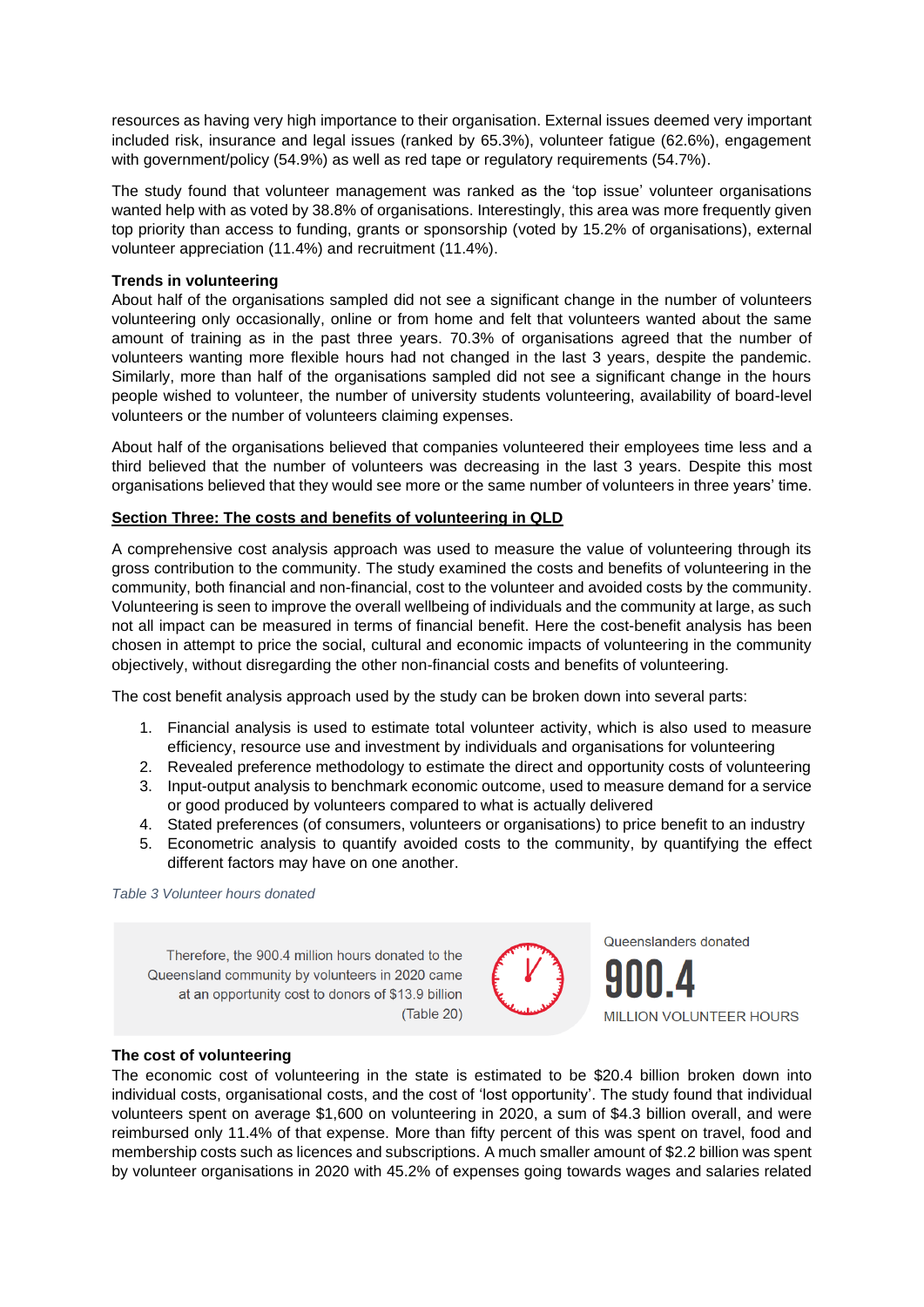resources as having very high importance to their organisation. External issues deemed very important included risk, insurance and legal issues (ranked by 65.3%), volunteer fatigue (62.6%), engagement with government/policy (54.9%) as well as red tape or regulatory requirements (54.7%).

The study found that volunteer management was ranked as the 'top issue' volunteer organisations wanted help with as voted by 38.8% of organisations. Interestingly, this area was more frequently given top priority than access to funding, grants or sponsorship (voted by 15.2% of organisations), external volunteer appreciation (11.4%) and recruitment (11.4%).

**Trends in volunteering**

About half of the organisations sampled did not see a significant change in the number of volunteers volunteering only occasionally, online or from home and felt that volunteers wanted about the same amount of training as in the past three years. 70.3% of organisations agreed that the number of volunteers wanting more flexible hours had not changed in the last 3 years, despite the pandemic. Similarly, more than half of the organisations sampled did not see a significant change in the hours people wished to volunteer, the number of university students volunteering, availability of board-level volunteers or the number of volunteers claiming expenses.

About half of the organisations believed that companies volunteered their employees time less and a third believed that the number of volunteers was decreasing in the last 3 years. Despite this most organisations believed that they would see more or the same number of volunteers in three years' time.

## Section Three: The costs and benefits of volunteering in QLD

A comprehensive cost analysis approach was used to measure the value of volunteering through its gross contribution to the community. The study examined the costs and benefits of volunteering in the community, both financial and non-financial, cost to the volunteer and avoided costs by the community. Volunteering is seen to improve the overall wellbeing of individuals and the community at large, as such not all impact can be measured in terms of financial benefit. Here the cost-benefit analysis has been chosen in attempt to price the social, cultural and economic impacts of volunteering in the community objectively, without disregarding the other non-financial costs and benefits of volunteering.

The cost benefit analysis approach used by the study can be broken down into several parts:

1. Financial analysis is used to estimate total volunteer activity, which is also used to measure efficiency, resource use and investment by individuals and organisations for volunteering
2. Revealed preference methodology to estimate the direct and opportunity costs of volunteering
3. Input-output analysis to benchmark economic outcome, used to measure demand for a service or good produced by volunteers compared to what is actually delivered
4. Stated preferences (of consumers, volunteers or organisations) to price benefit to an industry
5. Econometric analysis to quantify avoided costs to the community, by quantifying the effect different factors may have on one another.

*Table 3 Volunteer hours donated*

Therefore, the 900.4 million hours donated to the Queensland community by volunteers in 2020 came at an opportunity cost to donors of $13.9 billion (Table 20)

Queenslanders donated **900.4** MILLION VOLUNTEER HOURS

**The cost of volunteering**

The economic cost of volunteering in the state is estimated to be $20.4 billion broken down into individual costs, organisational costs, and the cost of 'lost opportunity'. The study found that individual volunteers spent on average $1,600 on volunteering in 2020, a sum of $4.3 billion overall, and were reimbursed only 11.4% of that expense. More than fifty percent of this was spent on travel, food and membership costs such as licences and subscriptions. A much smaller amount of $2.2 billion was spent by volunteer organisations in 2020 with 45.2% of expenses going towards wages and salaries related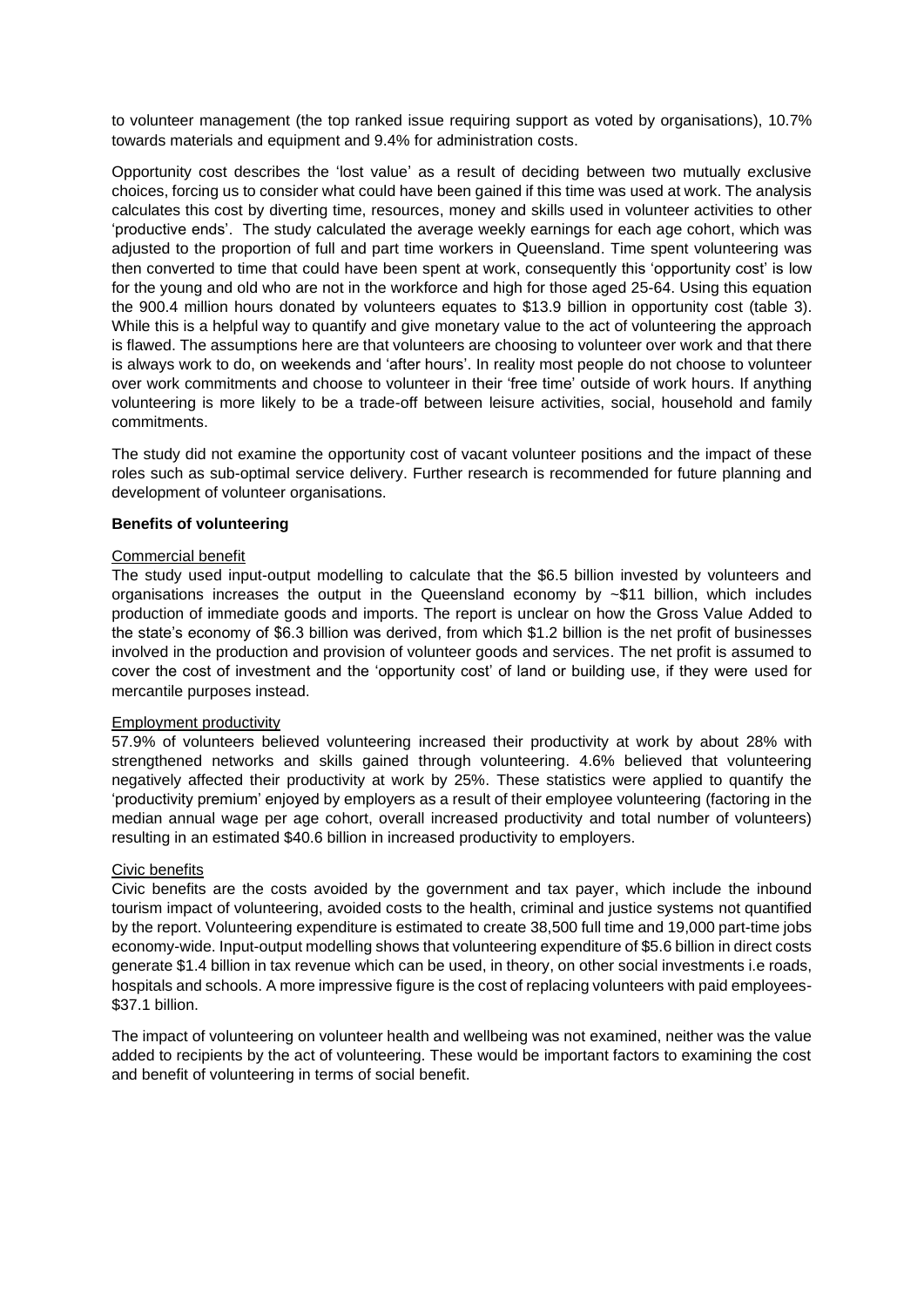to volunteer management (the top ranked issue requiring support as voted by organisations), 10.7% towards materials and equipment and 9.4% for administration costs.

Opportunity cost describes the 'lost value' as a result of deciding between two mutually exclusive choices, forcing us to consider what could have been gained if this time was used at work. The analysis calculates this cost by diverting time, resources, money and skills used in volunteer activities to other 'productive ends'. The study calculated the average weekly earnings for each age cohort, which was adjusted to the proportion of full and part time workers in Queensland. Time spent volunteering was then converted to time that could have been spent at work, consequently this 'opportunity cost' is low for the young and old who are not in the workforce and high for those aged 25-64. Using this equation the 900.4 million hours donated by volunteers equates to $13.9 billion in opportunity cost (table 3). While this is a helpful way to quantify and give monetary value to the act of volunteering the approach is flawed. The assumptions here are that volunteers are choosing to volunteer over work and that there is always work to do, on weekends and 'after hours'. In reality most people do not choose to volunteer over work commitments and choose to volunteer in their 'free time' outside of work hours. If anything volunteering is more likely to be a trade-off between leisure activities, social, household and family commitments.

The study did not examine the opportunity cost of vacant volunteer positions and the impact of these roles such as sub-optimal service delivery. Further research is recommended for future planning and development of volunteer organisations.

**Benefits of volunteering**

Commercial benefit

The study used input-output modelling to calculate that the $6.5 billion invested by volunteers and organisations increases the output in the Queensland economy by ~$11 billion, which includes production of immediate goods and imports. The report is unclear on how the Gross Value Added to the state's economy of $6.3 billion was derived, from which $1.2 billion is the net profit of businesses involved in the production and provision of volunteer goods and services. The net profit is assumed to cover the cost of investment and the 'opportunity cost' of land or building use, if they were used for mercantile purposes instead.

Employment productivity

57.9% of volunteers believed volunteering increased their productivity at work by about 28% with strengthened networks and skills gained through volunteering. 4.6% believed that volunteering negatively affected their productivity at work by 25%. These statistics were applied to quantify the 'productivity premium' enjoyed by employers as a result of their employee volunteering (factoring in the median annual wage per age cohort, overall increased productivity and total number of volunteers) resulting in an estimated $40.6 billion in increased productivity to employers.

Civic benefits

Civic benefits are the costs avoided by the government and tax payer, which include the inbound tourism impact of volunteering, avoided costs to the health, criminal and justice systems not quantified by the report. Volunteering expenditure is estimated to create 38,500 full time and 19,000 part-time jobs economy-wide. Input-output modelling shows that volunteering expenditure of $5.6 billion in direct costs generate $1.4 billion in tax revenue which can be used, in theory, on other social investments i.e roads, hospitals and schools. A more impressive figure is the cost of replacing volunteers with paid employees- $37.1 billion.

The impact of volunteering on volunteer health and wellbeing was not examined, neither was the value added to recipients by the act of volunteering. These would be important factors to examining the cost and benefit of volunteering in terms of social benefit.